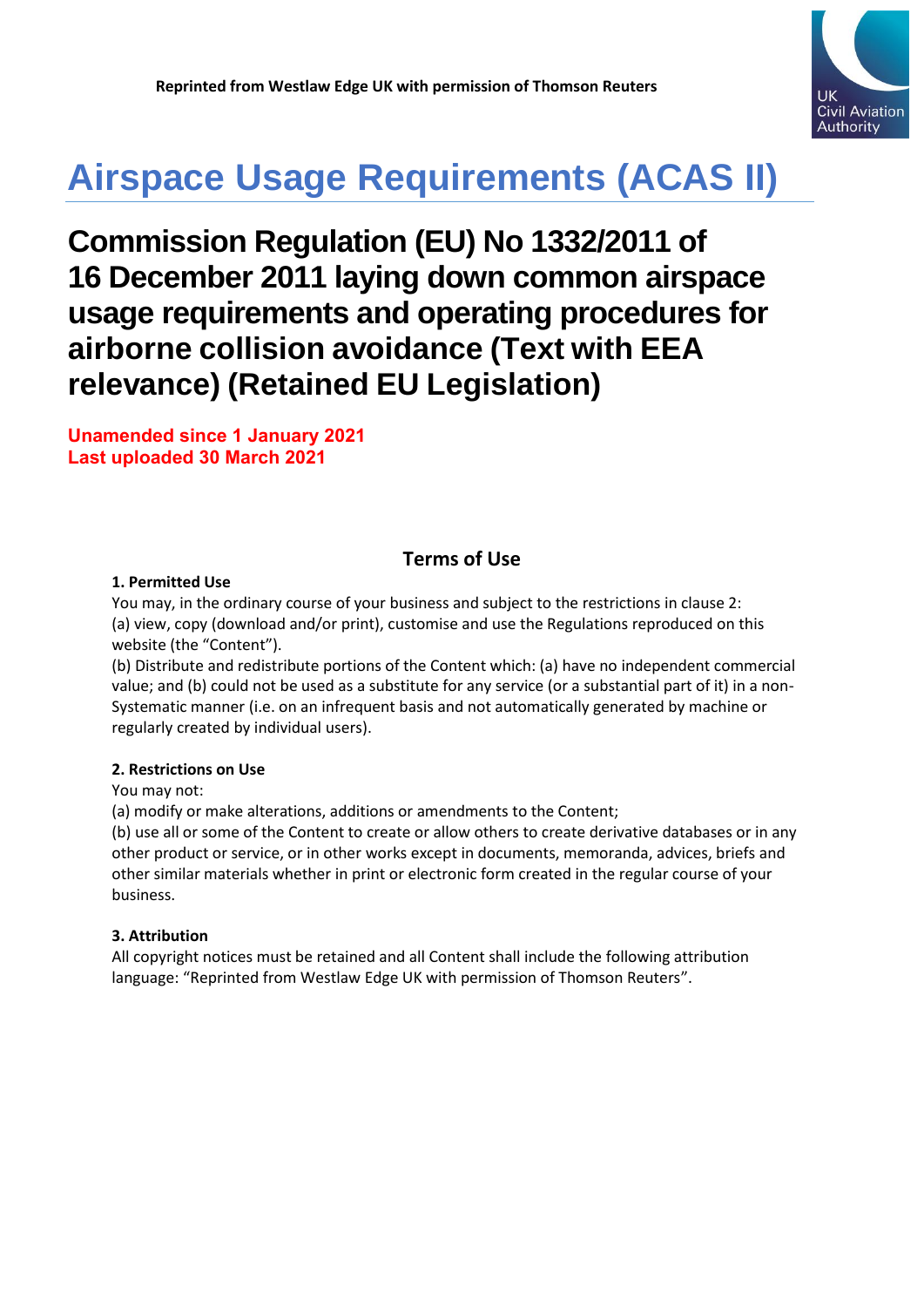Reprinted from Westlaw Edge UK with permission of Thomson Reuters

UK Civil Aviation Authority

# Airspace Usage Requirements (ACAS II)

## Commission Regulation (EU) No 1332/2011 of 16 December 2011 laying down common airspace usage requirements and operating procedures for airborne collision avoidance (Text with EEA relevance) (Retained EU Legislation)

**Unamended since 1 January 2021**
**Last uploaded 30 March 2021**

### Terms of Use

**1. Permitted Use**

You may, in the ordinary course of your business and subject to the restrictions in clause 2:
(a) view, copy (download and/or print), customise and use the Regulations reproduced on this website (the "Content").
(b) Distribute and redistribute portions of the Content which: (a) have no independent commercial value; and (b) could not be used as a substitute for any service (or a substantial part of it) in a non-Systematic manner (i.e. on an infrequent basis and not automatically generated by machine or regularly created by individual users).

**2. Restrictions on Use**

You may not:
(a) modify or make alterations, additions or amendments to the Content;
(b) use all or some of the Content to create or allow others to create derivative databases or in any other product or service, or in other works except in documents, memoranda, advices, briefs and other similar materials whether in print or electronic form created in the regular course of your business.

**3. Attribution**

All copyright notices must be retained and all Content shall include the following attribution language: "Reprinted from Westlaw Edge UK with permission of Thomson Reuters".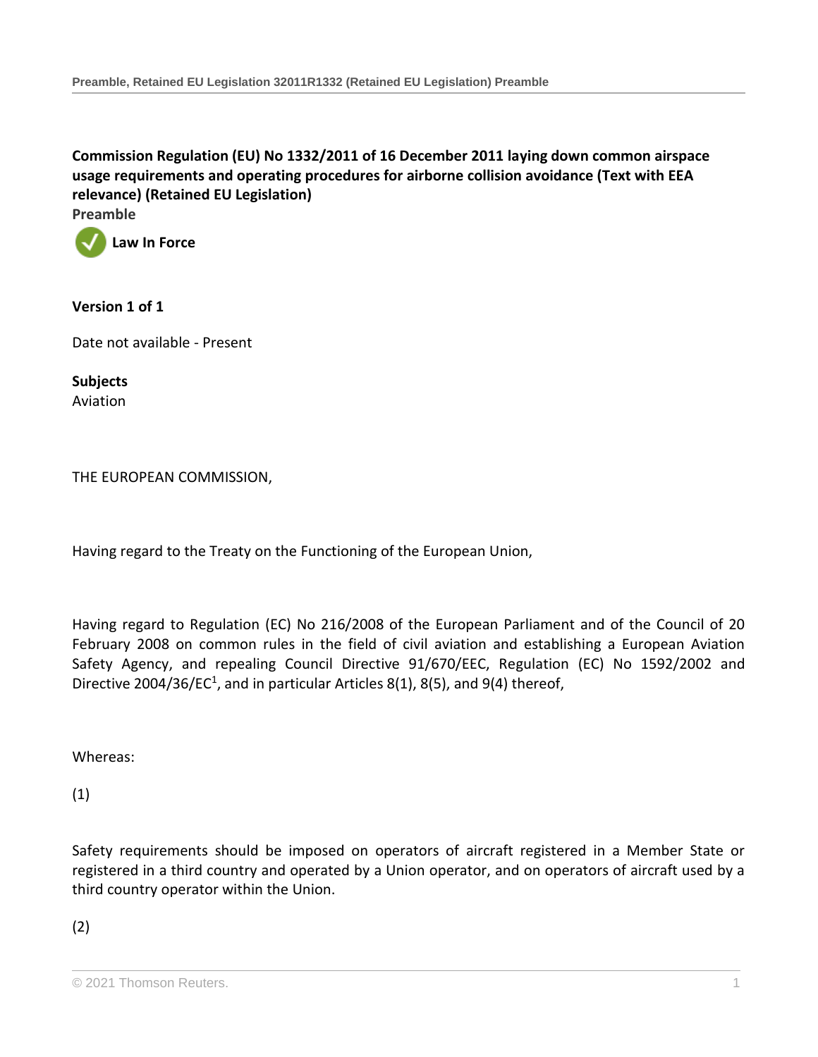**Commission Regulation (EU) No 1332/2011 of 16 December 2011 laying down common airspace usage requirements and operating procedures for airborne collision avoidance (Text with EEA relevance) (Retained EU Legislation)**

**Preamble**

**Law In Force**

**Version 1 of 1**

Date not available - Present

**Subjects**

Aviation

THE EUROPEAN COMMISSION,

Having regard to the Treaty on the Functioning of the European Union,

Having regard to Regulation (EC) No 216/2008 of the European Parliament and of the Council of 20 February 2008 on common rules in the field of civil aviation and establishing a European Aviation Safety Agency, and repealing Council Directive 91/670/EEC, Regulation (EC) No 1592/2002 and Directive 2004/36/EC[1], and in particular Articles 8(1), 8(5), and 9(4) thereof,

Whereas:

(1)

Safety requirements should be imposed on operators of aircraft registered in a Member State or registered in a third country and operated by a Union operator, and on operators of aircraft used by a third country operator within the Union.

(2)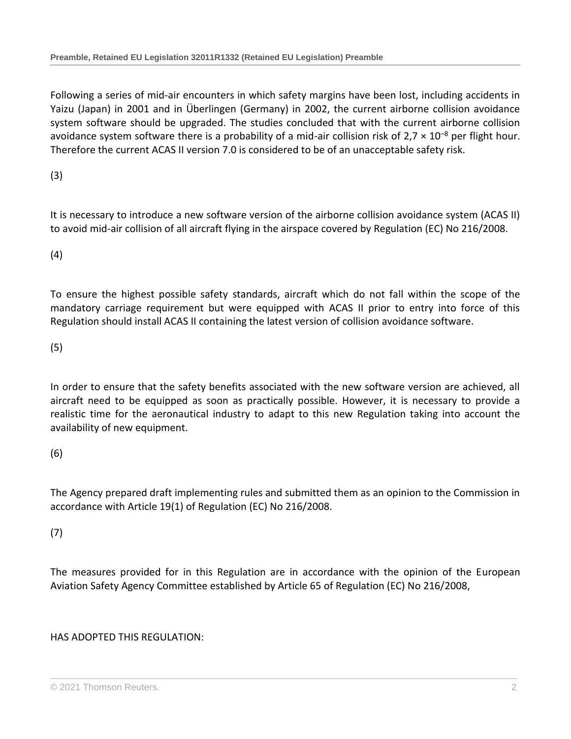Following a series of mid-air encounters in which safety margins have been lost, including accidents in Yaizu (Japan) in 2001 and in Überlingen (Germany) in 2002, the current airborne collision avoidance system software should be upgraded. The studies concluded that with the current airborne collision avoidance system software there is a probability of a mid-air collision risk of $2{,}7 \times 10^{-8}$ per flight hour. Therefore the current ACAS II version 7.0 is considered to be of an unacceptable safety risk.

(3)

It is necessary to introduce a new software version of the airborne collision avoidance system (ACAS II) to avoid mid-air collision of all aircraft flying in the airspace covered by Regulation (EC) No 216/2008.

(4)

To ensure the highest possible safety standards, aircraft which do not fall within the scope of the mandatory carriage requirement but were equipped with ACAS II prior to entry into force of this Regulation should install ACAS II containing the latest version of collision avoidance software.

(5)

In order to ensure that the safety benefits associated with the new software version are achieved, all aircraft need to be equipped as soon as practically possible. However, it is necessary to provide a realistic time for the aeronautical industry to adapt to this new Regulation taking into account the availability of new equipment.

(6)

The Agency prepared draft implementing rules and submitted them as an opinion to the Commission in accordance with Article 19(1) of Regulation (EC) No 216/2008.

(7)

The measures provided for in this Regulation are in accordance with the opinion of the European Aviation Safety Agency Committee established by Article 65 of Regulation (EC) No 216/2008,

HAS ADOPTED THIS REGULATION: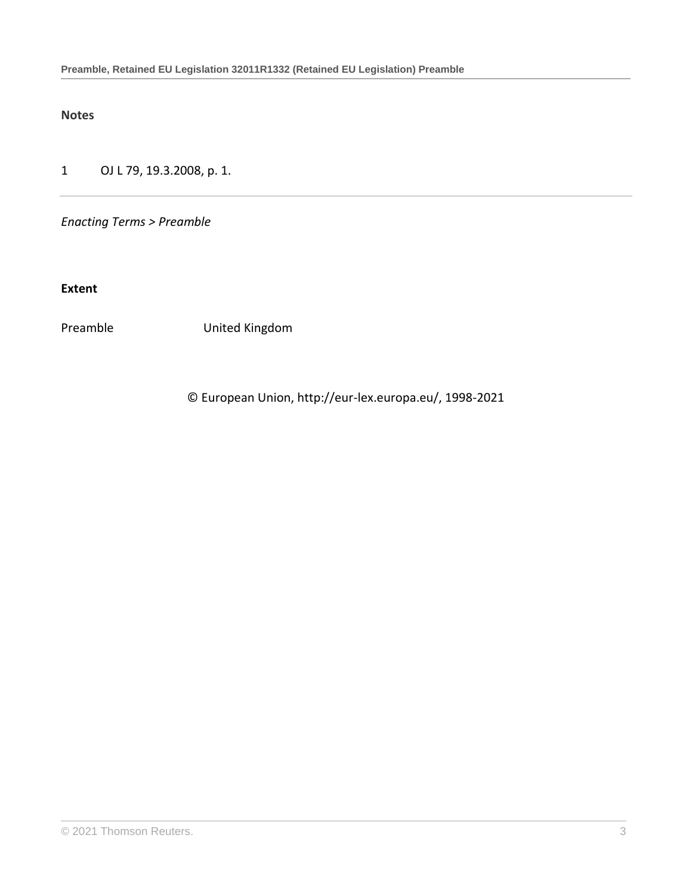**Notes**

1 OJ L 79, 19.3.2008, p. 1.

---

*Enacting Terms > Preamble*

**Extent**

| Preamble | United Kingdom |
| --- | --- |

© European Union, http://eur-lex.europa.eu/, 1998-2021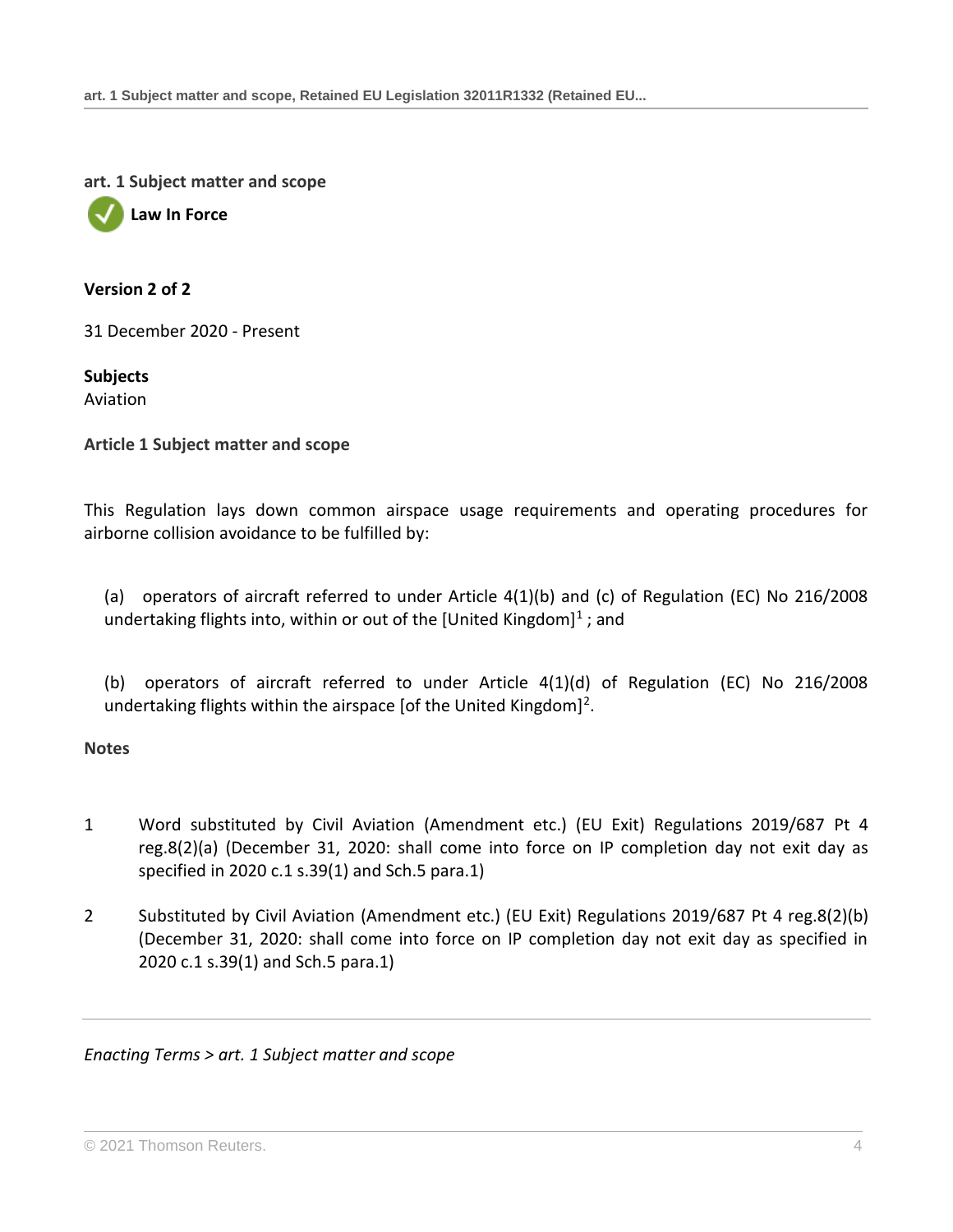## art. 1 Subject matter and scope

**Law In Force**

**Version 2 of 2**

31 December 2020 - Present

**Subjects**
Aviation

### Article 1 Subject matter and scope

This Regulation lays down common airspace usage requirements and operating procedures for airborne collision avoidance to be fulfilled by:

(a) operators of aircraft referred to under Article 4(1)(b) and (c) of Regulation (EC) No 216/2008 undertaking flights into, within or out of the [United Kingdom][1] ; and

(b) operators of aircraft referred to under Article 4(1)(d) of Regulation (EC) No 216/2008 undertaking flights within the airspace [of the United Kingdom][2].

**Notes**

1. Word substituted by Civil Aviation (Amendment etc.) (EU Exit) Regulations 2019/687 Pt 4 reg.8(2)(a) (December 31, 2020: shall come into force on IP completion day not exit day as specified in 2020 c.1 s.39(1) and Sch.5 para.1)

2. Substituted by Civil Aviation (Amendment etc.) (EU Exit) Regulations 2019/687 Pt 4 reg.8(2)(b) (December 31, 2020: shall come into force on IP completion day not exit day as specified in 2020 c.1 s.39(1) and Sch.5 para.1)

*Enacting Terms > art. 1 Subject matter and scope*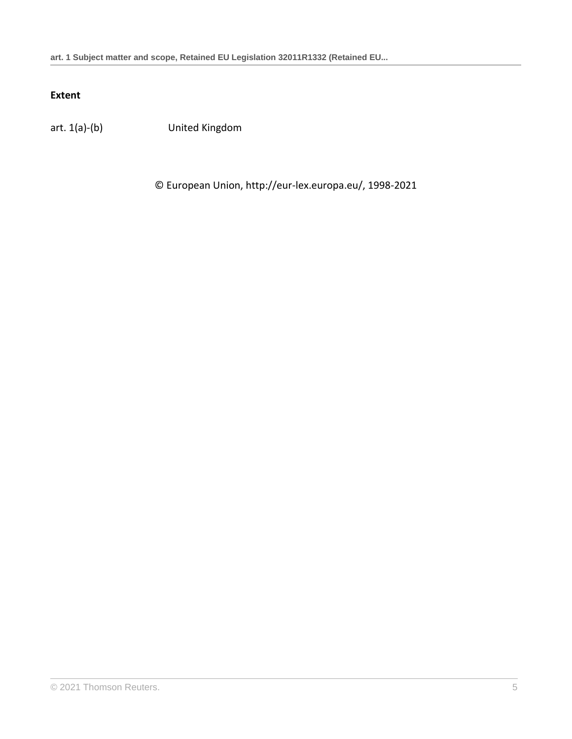**Extent**

| | |
|---|---|
| art. 1(a)-(b) | United Kingdom |

© European Union, http://eur-lex.europa.eu/, 1998-2021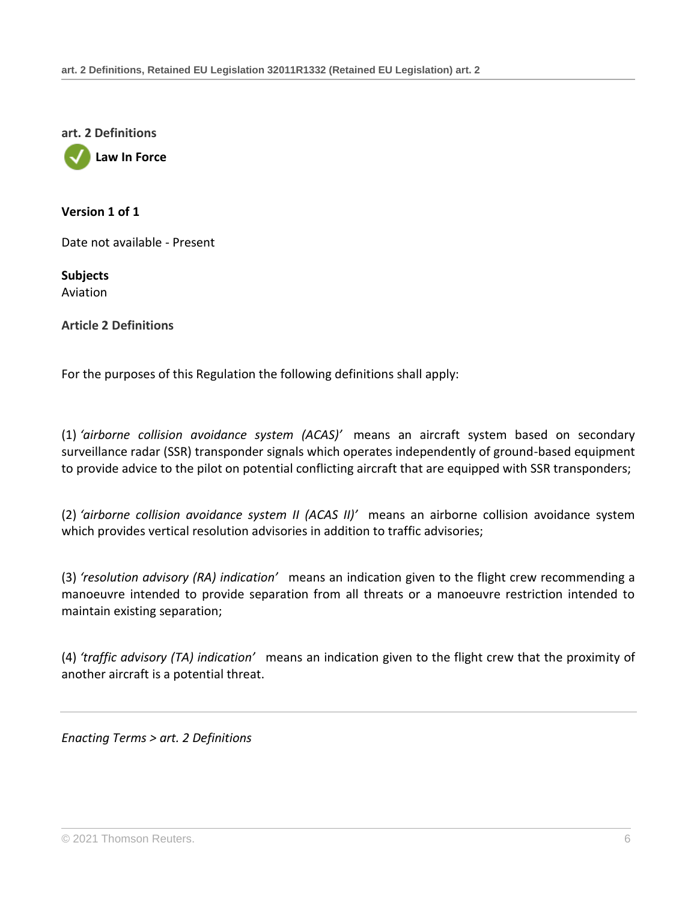## art. 2 Definitions

**Law In Force**

**Version 1 of 1**

Date not available - Present

**Subjects**
Aviation

**Article 2 Definitions**

For the purposes of this Regulation the following definitions shall apply:

(1) *'airborne collision avoidance system (ACAS)'* means an aircraft system based on secondary surveillance radar (SSR) transponder signals which operates independently of ground-based equipment to provide advice to the pilot on potential conflicting aircraft that are equipped with SSR transponders;

(2) *'airborne collision avoidance system II (ACAS II)'* means an airborne collision avoidance system which provides vertical resolution advisories in addition to traffic advisories;

(3) *'resolution advisory (RA) indication'* means an indication given to the flight crew recommending a manoeuvre intended to provide separation from all threats or a manoeuvre restriction intended to maintain existing separation;

(4) *'traffic advisory (TA) indication'* means an indication given to the flight crew that the proximity of another aircraft is a potential threat.

---

*Enacting Terms > art. 2 Definitions*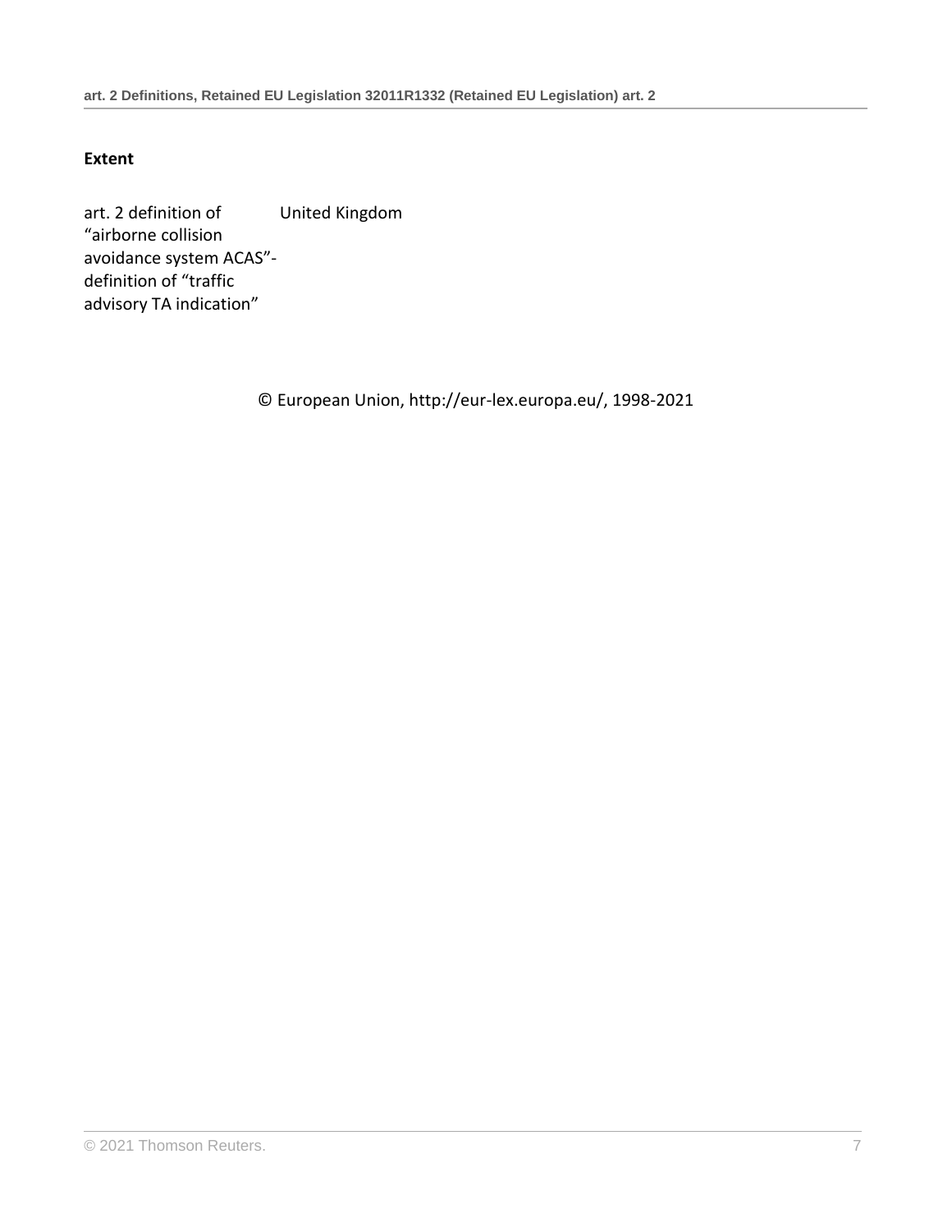**Extent**

| | |
|---|---|
| art. 2 definition of "airborne collision avoidance system ACAS"- definition of "traffic advisory TA indication" | United Kingdom |

© European Union, http://eur-lex.europa.eu/, 1998-2021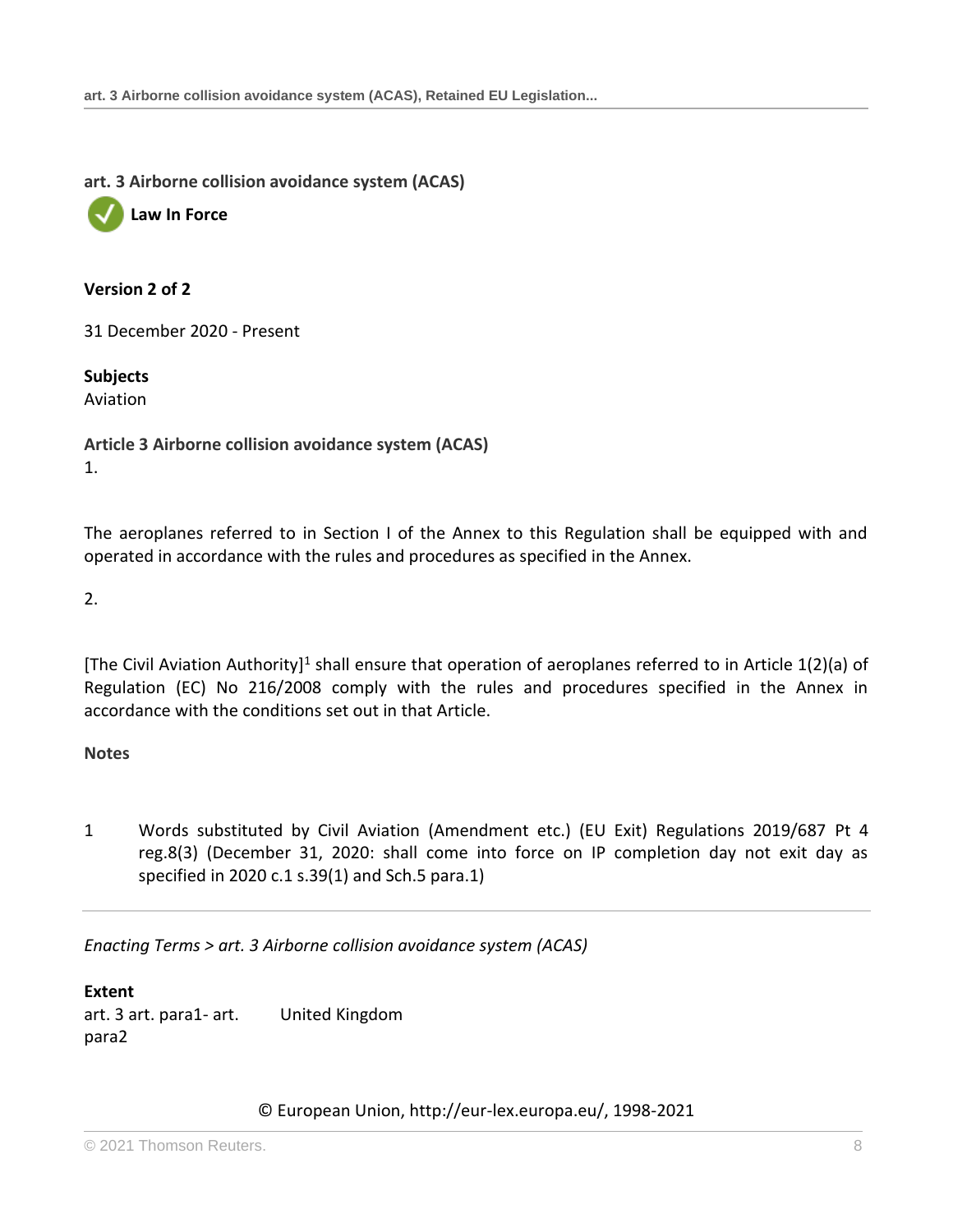## art. 3 Airborne collision avoidance system (ACAS)

**Law In Force**

**Version 2 of 2**

31 December 2020 - Present

**Subjects**
Aviation

### Article 3 Airborne collision avoidance system (ACAS)

1.

The aeroplanes referred to in Section I of the Annex to this Regulation shall be equipped with and operated in accordance with the rules and procedures as specified in the Annex.

2.

[The Civil Aviation Authority][1] shall ensure that operation of aeroplanes referred to in Article 1(2)(a) of Regulation (EC) No 216/2008 comply with the rules and procedures specified in the Annex in accordance with the conditions set out in that Article.

**Notes**

1 Words substituted by Civil Aviation (Amendment etc.) (EU Exit) Regulations 2019/687 Pt 4 reg.8(3) (December 31, 2020: shall come into force on IP completion day not exit day as specified in 2020 c.1 s.39(1) and Sch.5 para.1)

*Enacting Terms > art. 3 Airborne collision avoidance system (ACAS)*

**Extent**

| | |
|---|---|
| art. 3 art. para1- art. para2 | United Kingdom |

© European Union, http://eur-lex.europa.eu/, 1998-2021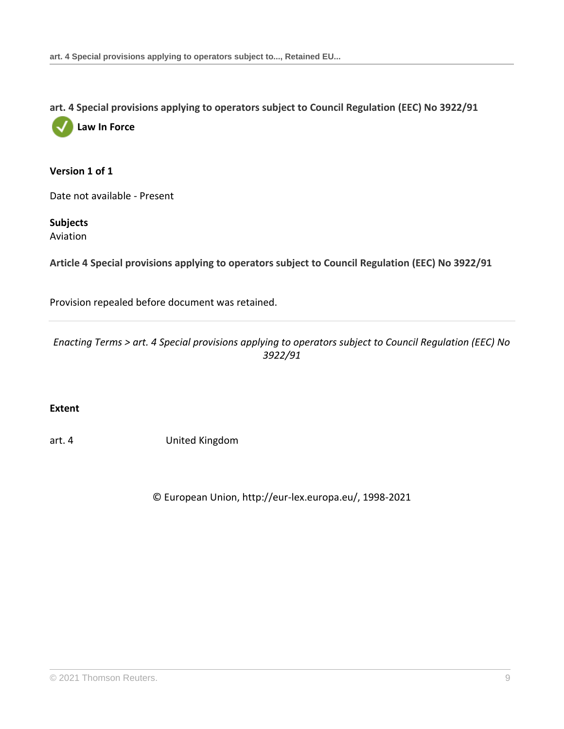## art. 4 Special provisions applying to operators subject to Council Regulation (EEC) No 3922/91

**Law In Force**

**Version 1 of 1**

Date not available - Present

**Subjects**
Aviation

**Article 4 Special provisions applying to operators subject to Council Regulation (EEC) No 3922/91**

Provision repealed before document was retained.

---

*Enacting Terms > art. 4 Special provisions applying to operators subject to Council Regulation (EEC) No 3922/91*

**Extent**

| art. 4 | United Kingdom |
|---|---|

© European Union, http://eur-lex.europa.eu/, 1998-2021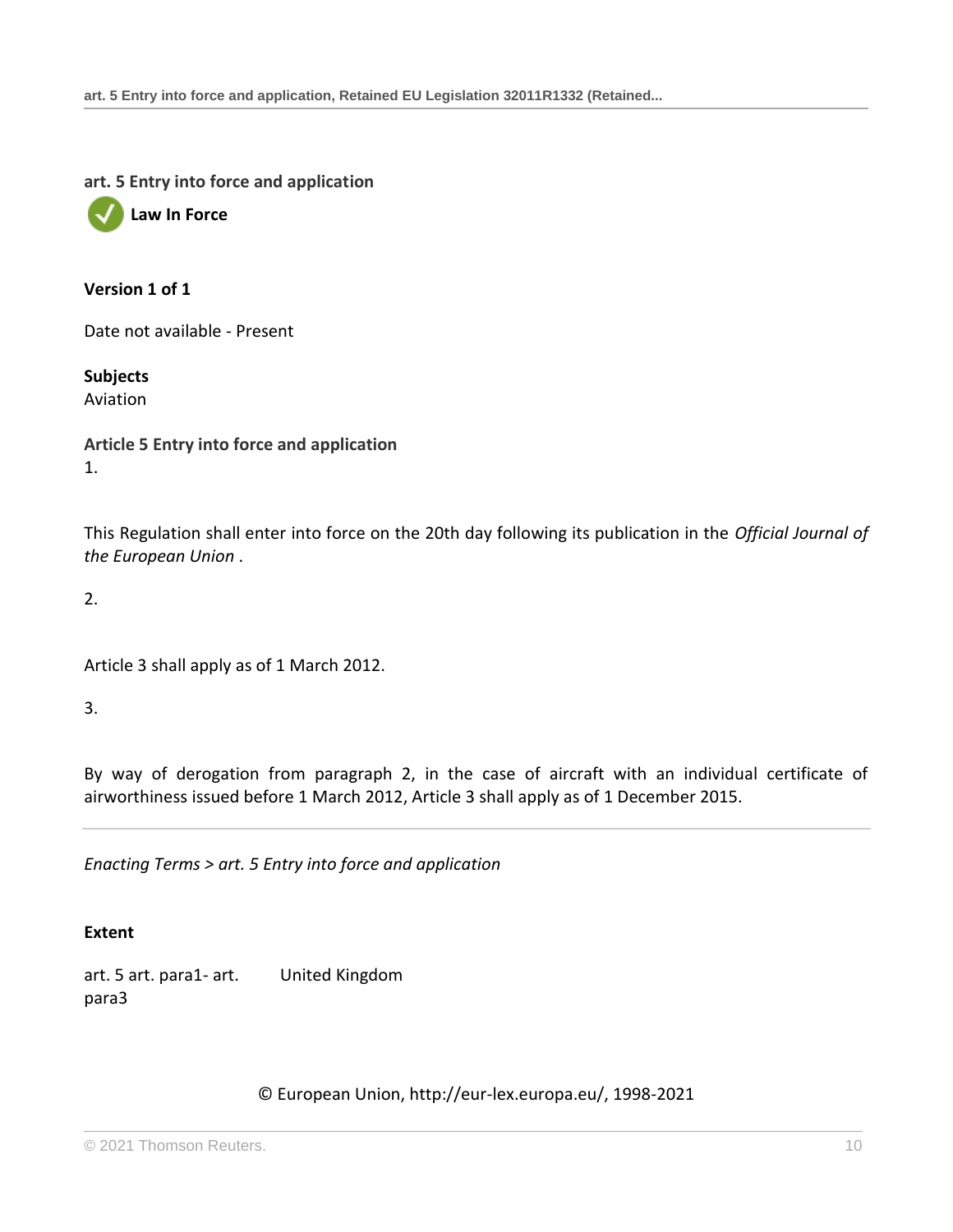## art. 5 Entry into force and application

**Law In Force**

**Version 1 of 1**

Date not available - Present

**Subjects**
Aviation

**Article 5 Entry into force and application**

1.

This Regulation shall enter into force on the 20th day following its publication in the *Official Journal of the European Union* .

2.

Article 3 shall apply as of 1 March 2012.

3.

By way of derogation from paragraph 2, in the case of aircraft with an individual certificate of airworthiness issued before 1 March 2012, Article 3 shall apply as of 1 December 2015.

---

*Enacting Terms > art. 5 Entry into force and application*

**Extent**

| | |
|---|---|
| art. 5 art. para1- art. para3 | United Kingdom |

© European Union, http://eur-lex.europa.eu/, 1998-2021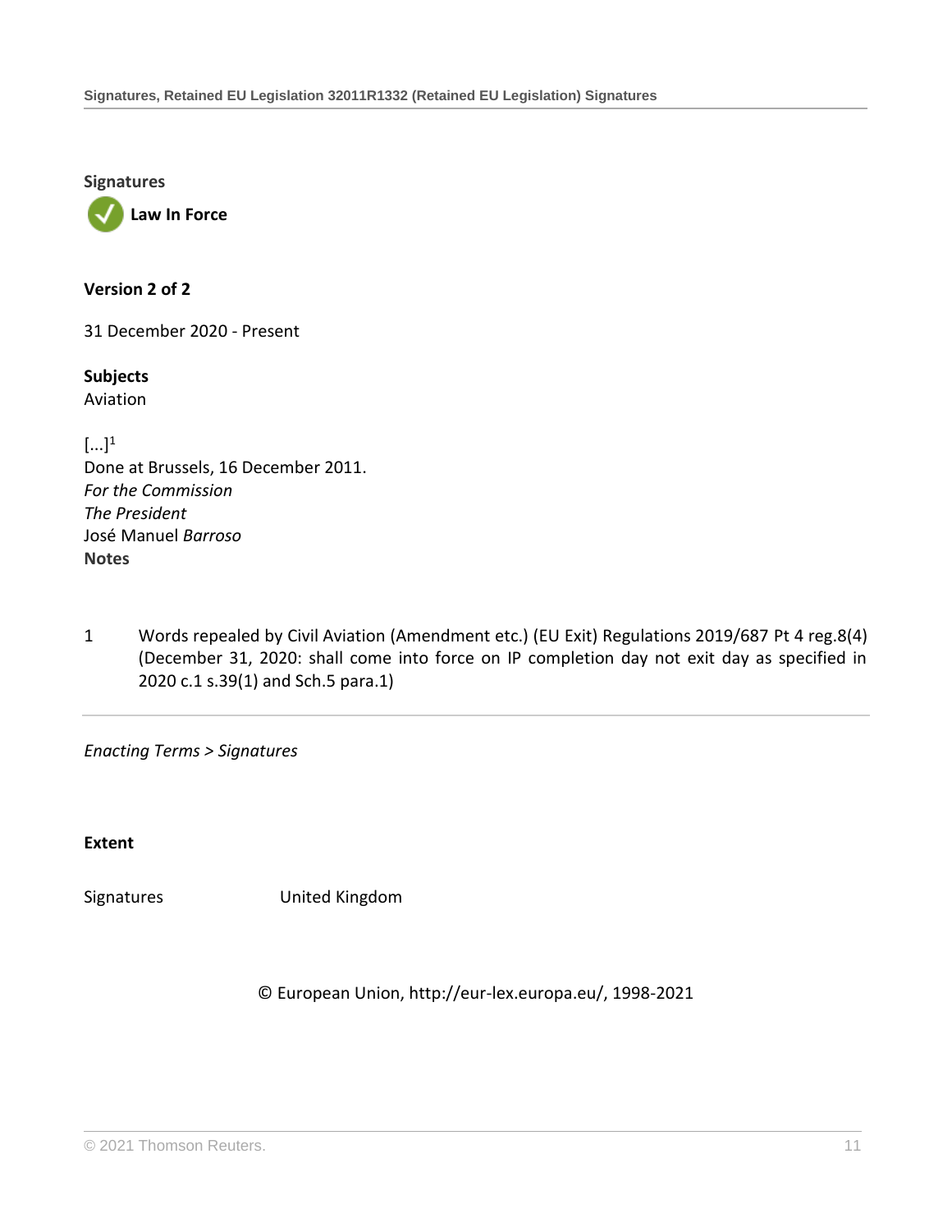## Signatures

**Law In Force**

**Version 2 of 2**

31 December 2020 - Present

**Subjects**
Aviation

[...][1]
Done at Brussels, 16 December 2011.
*For the Commission*
*The President*
José Manuel *Barroso*

**Notes**

1 Words repealed by Civil Aviation (Amendment etc.) (EU Exit) Regulations 2019/687 Pt 4 reg.8(4) (December 31, 2020: shall come into force on IP completion day not exit day as specified in 2020 c.1 s.39(1) and Sch.5 para.1)

*Enacting Terms > Signatures*

**Extent**

| Signatures | United Kingdom |
|---|---|

© European Union, http://eur-lex.europa.eu/, 1998-2021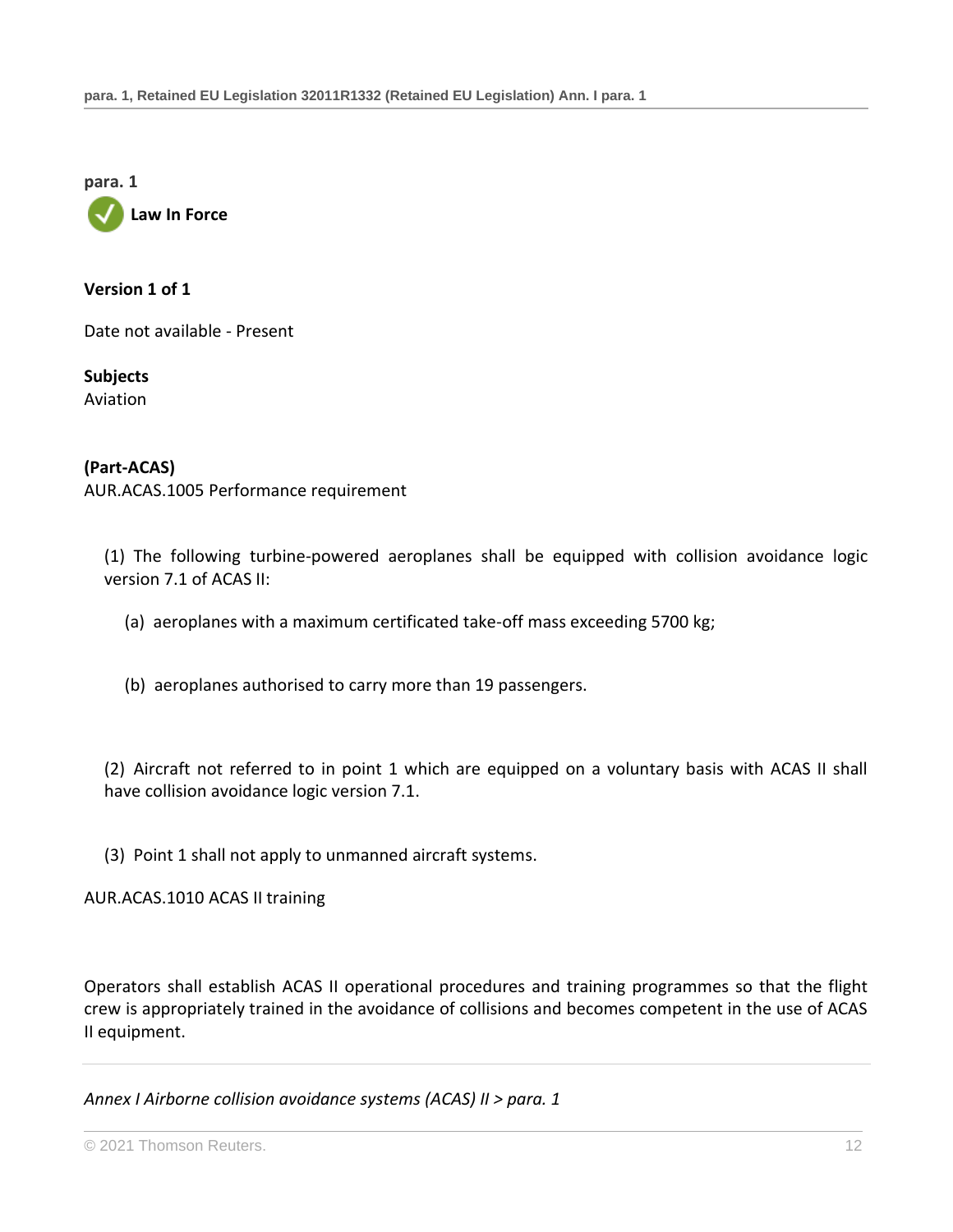**para. 1**

**Law In Force**

**Version 1 of 1**

Date not available - Present

**Subjects**

Aviation

**(Part-ACAS)**

AUR.ACAS.1005 Performance requirement

(1) The following turbine-powered aeroplanes shall be equipped with collision avoidance logic version 7.1 of ACAS II:

(a) aeroplanes with a maximum certificated take-off mass exceeding 5700 kg;

(b) aeroplanes authorised to carry more than 19 passengers.

(2) Aircraft not referred to in point 1 which are equipped on a voluntary basis with ACAS II shall have collision avoidance logic version 7.1.

(3) Point 1 shall not apply to unmanned aircraft systems.

AUR.ACAS.1010 ACAS II training

Operators shall establish ACAS II operational procedures and training programmes so that the flight crew is appropriately trained in the avoidance of collisions and becomes competent in the use of ACAS II equipment.

*Annex I Airborne collision avoidance systems (ACAS) II > para. 1*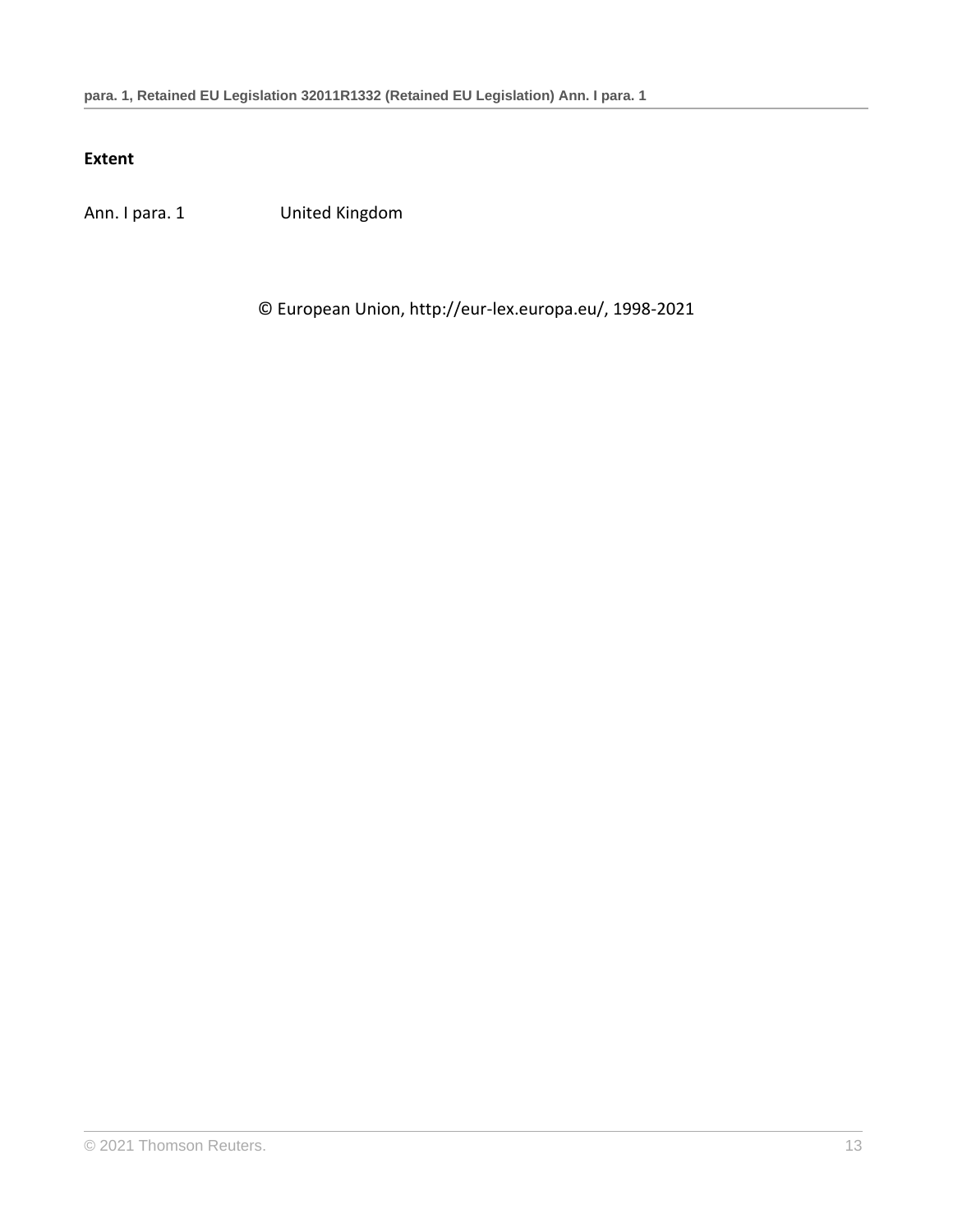**Extent**

| | |
|---|---|
| Ann. I para. 1 | United Kingdom |

© European Union, http://eur-lex.europa.eu/, 1998-2021